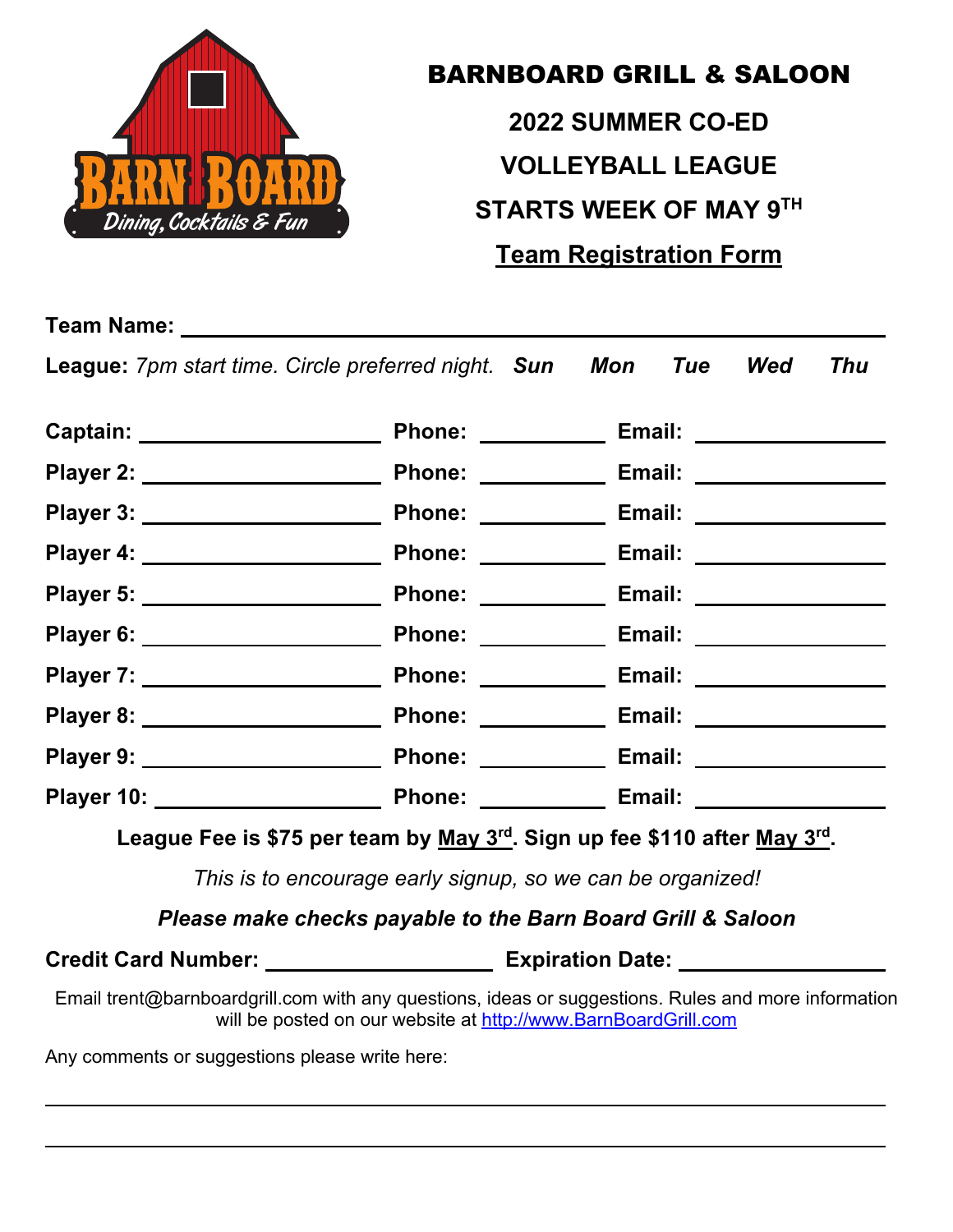# BARNBOARD GRILL & SALOON

## 2022 SUMMER CO-ED VOLLEYBALL LEAGUE

## STARTS WEEK OF MAY 9TH

## Team Registration Form

**Team Name:** ______________________________________________

**League:** *7pm start time. Circle preferred night.* ***Sun Mon Tue Wed Thu***

| | | |
|---|---|---|
| **Captain:** ____________________ | **Phone:** __________ | **Email:** ________________ |
| **Player 2:** ____________________ | **Phone:** __________ | **Email:** ________________ |
| **Player 3:** ____________________ | **Phone:** __________ | **Email:** ________________ |
| **Player 4:** ____________________ | **Phone:** __________ | **Email:** ________________ |
| **Player 5:** ____________________ | **Phone:** __________ | **Email:** ________________ |
| **Player 6:** ____________________ | **Phone:** __________ | **Email:** ________________ |
| **Player 7:** ____________________ | **Phone:** __________ | **Email:** ________________ |
| **Player 8:** ____________________ | **Phone:** __________ | **Email:** ________________ |
| **Player 9:** ____________________ | **Phone:** __________ | **Email:** ________________ |
| **Player 10:** ____________________ | **Phone:** __________ | **Email:** ________________ |

**League Fee is $75 per team by May 3rd. Sign up fee $110 after May 3rd.**

*This is to encourage early signup, so we can be organized!*

***Please make checks payable to the Barn Board Grill & Saloon***

**Credit Card Number:** ____________________ **Expiration Date:** __________________

Email trent@barnboardgrill.com with any questions, ideas or suggestions. Rules and more information will be posted on our website at http://www.BarnBoardGrill.com

Any comments or suggestions please write here:

______________________________________________________________________

______________________________________________________________________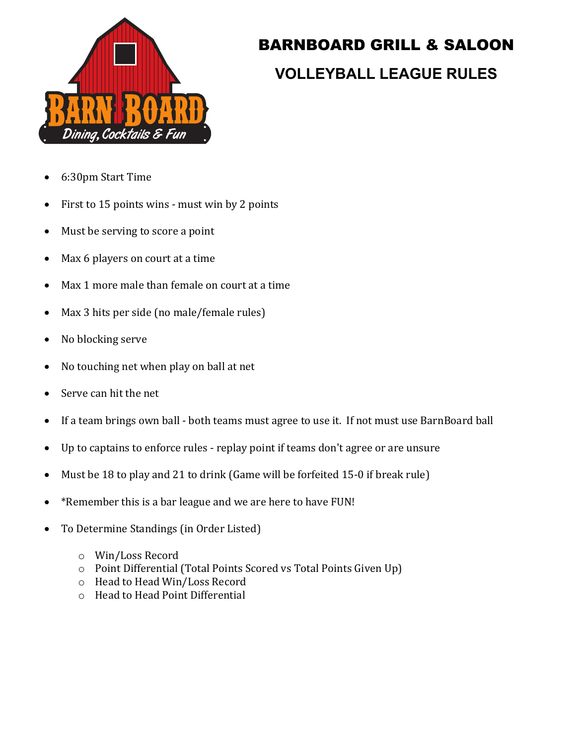# BARNBOARD GRILL & SALOON

## VOLLEYBALL LEAGUE RULES

- 6:30pm Start Time
- First to 15 points wins - must win by 2 points
- Must be serving to score a point
- Max 6 players on court at a time
- Max 1 more male than female on court at a time
- Max 3 hits per side (no male/female rules)
- No blocking serve
- No touching net when play on ball at net
- Serve can hit the net
- If a team brings own ball - both teams must agree to use it. If not must use BarnBoard ball
- Up to captains to enforce rules - replay point if teams don't agree or are unsure
- Must be 18 to play and 21 to drink (Game will be forfeited 15-0 if break rule)
- *Remember this is a bar league and we are here to have FUN!
- To Determine Standings (in Order Listed)
    - Win/Loss Record
    - Point Differential (Total Points Scored vs Total Points Given Up)
    - Head to Head Win/Loss Record
    - Head to Head Point Differential